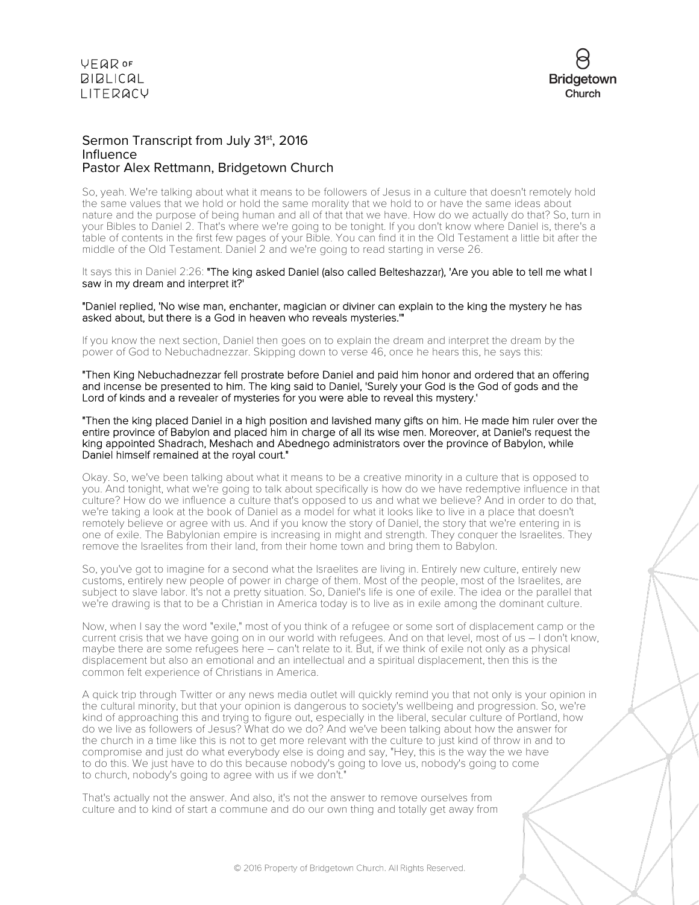# Sermon Transcript from July 31st, 2016
## Influence
## Pastor Alex Rettmann, Bridgetown Church

So, yeah. We're talking about what it means to be followers of Jesus in a culture that doesn't remotely hold the same values that we hold or hold the same morality that we hold to or have the same ideas about nature and the purpose of being human and all of that that we have. How do we actually do that? So, turn in your Bibles to Daniel 2. That's where we're going to be tonight. If you don't know where Daniel is, there's a table of contents in the first few pages of your Bible. You can find it in the Old Testament a little bit after the middle of the Old Testament. Daniel 2 and we're going to read starting in verse 26.

It says this in Daniel 2:26: **"The king asked Daniel (also called Belteshazzar), 'Are you able to tell me what I saw in my dream and interpret it?'**

**"Daniel replied, 'No wise man, enchanter, magician or diviner can explain to the king the mystery he has asked about, but there is a God in heaven who reveals mysteries.'"**

If you know the next section, Daniel then goes on to explain the dream and interpret the dream by the power of God to Nebuchadnezzar. Skipping down to verse 46, once he hears this, he says this:

**"Then King Nebuchadnezzar fell prostrate before Daniel and paid him honor and ordered that an offering and incense be presented to him. The king said to Daniel, 'Surely your God is the God of gods and the Lord of kinds and a revealer of mysteries for you were able to reveal this mystery.'**

**"Then the king placed Daniel in a high position and lavished many gifts on him. He made him ruler over the entire province of Babylon and placed him in charge of all its wise men. Moreover, at Daniel's request the king appointed Shadrach, Meshach and Abednego administrators over the province of Babylon, while Daniel himself remained at the royal court."**

Okay. So, we've been talking about what it means to be a creative minority in a culture that is opposed to you. And tonight, what we're going to talk about specifically is how do we have redemptive influence in that culture? How do we influence a culture that's opposed to us and what we believe? And in order to do that, we're taking a look at the book of Daniel as a model for what it looks like to live in a place that doesn't remotely believe or agree with us. And if you know the story of Daniel, the story that we're entering in is one of exile. The Babylonian empire is increasing in might and strength. They conquer the Israelites. They remove the Israelites from their land, from their home town and bring them to Babylon.

So, you've got to imagine for a second what the Israelites are living in. Entirely new culture, entirely new customs, entirely new people of power in charge of them. Most of the people, most of the Israelites, are subject to slave labor. It's not a pretty situation. So, Daniel's life is one of exile. The idea or the parallel that we're drawing is that to be a Christian in America today is to live as in exile among the dominant culture.

Now, when I say the word "exile," most of you think of a refugee or some sort of displacement camp or the current crisis that we have going on in our world with refugees. And on that level, most of us – I don't know, maybe there are some refugees here – can't relate to it. But, if we think of exile not only as a physical displacement but also an emotional and an intellectual and a spiritual displacement, then this is the common felt experience of Christians in America.

A quick trip through Twitter or any news media outlet will quickly remind you that not only is your opinion in the cultural minority, but that your opinion is dangerous to society's wellbeing and progression. So, we're kind of approaching this and trying to figure out, especially in the liberal, secular culture of Portland, how do we live as followers of Jesus? What do we do? And we've been talking about how the answer for the church in a time like this is not to get more relevant with the culture to just kind of throw in and to compromise and just do what everybody else is doing and say, "Hey, this is the way the we have to do this. We just have to do this because nobody's going to love us, nobody's going to come to church, nobody's going to agree with us if we don't."

That's actually not the answer. And also, it's not the answer to remove ourselves from culture and to kind of start a commune and do our own thing and totally get away from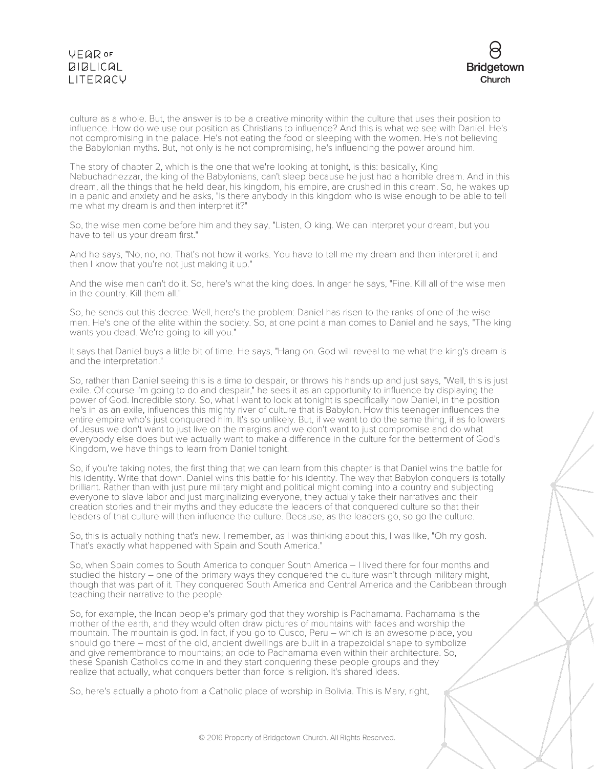culture as a whole. But, the answer is to be a creative minority within the culture that uses their position to influence. How do we use our position as Christians to influence? And this is what we see with Daniel. He's not compromising in the palace. He's not eating the food or sleeping with the women. He's not believing the Babylonian myths. But, not only is he not compromising, he's influencing the power around him.

The story of chapter 2, which is the one that we're looking at tonight, is this: basically, King Nebuchadnezzar, the king of the Babylonians, can't sleep because he just had a horrible dream. And in this dream, all the things that he held dear, his kingdom, his empire, are crushed in this dream. So, he wakes up in a panic and anxiety and he asks, "Is there anybody in this kingdom who is wise enough to be able to tell me what my dream is and then interpret it?"

So, the wise men come before him and they say, "Listen, O king. We can interpret your dream, but you have to tell us your dream first."

And he says, "No, no, no. That's not how it works. You have to tell me my dream and then interpret it and then I know that you're not just making it up."

And the wise men can't do it. So, here's what the king does. In anger he says, "Fine. Kill all of the wise men in the country. Kill them all."

So, he sends out this decree. Well, here's the problem: Daniel has risen to the ranks of one of the wise men. He's one of the elite within the society. So, at one point a man comes to Daniel and he says, "The king wants you dead. We're going to kill you."

It says that Daniel buys a little bit of time. He says, "Hang on. God will reveal to me what the king's dream is and the interpretation."

So, rather than Daniel seeing this is a time to despair, or throws his hands up and just says, "Well, this is just exile. Of course I'm going to do and despair," he sees it as an opportunity to influence by displaying the power of God. Incredible story. So, what I want to look at tonight is specifically how Daniel, in the position he's in as an exile, influences this mighty river of culture that is Babylon. How this teenager influences the entire empire who's just conquered him. It's so unlikely. But, if we want to do the same thing, if as followers of Jesus we don't want to just live on the margins and we don't want to just compromise and do what everybody else does but we actually want to make a difference in the culture for the betterment of God's Kingdom, we have things to learn from Daniel tonight.

So, if you're taking notes, the first thing that we can learn from this chapter is that Daniel wins the battle for his identity. Write that down. Daniel wins this battle for his identity. The way that Babylon conquers is totally brilliant. Rather than with just pure military might and political might coming into a country and subjecting everyone to slave labor and just marginalizing everyone, they actually take their narratives and their creation stories and their myths and they educate the leaders of that conquered culture so that their leaders of that culture will then influence the culture. Because, as the leaders go, so go the culture.

So, this is actually nothing that's new. I remember, as I was thinking about this, I was like, "Oh my gosh. That's exactly what happened with Spain and South America."

So, when Spain comes to South America to conquer South America – I lived there for four months and studied the history – one of the primary ways they conquered the culture wasn't through military might, though that was part of it. They conquered South America and Central America and the Caribbean through teaching their narrative to the people.

So, for example, the Incan people's primary god that they worship is Pachamama. Pachamama is the mother of the earth, and they would often draw pictures of mountains with faces and worship the mountain. The mountain is god. In fact, if you go to Cusco, Peru – which is an awesome place, you should go there – most of the old, ancient dwellings are built in a trapezoidal shape to symbolize and give remembrance to mountains; an ode to Pachamama even within their architecture. So, these Spanish Catholics come in and they start conquering these people groups and they realize that actually, what conquers better than force is religion. It's shared ideas.

So, here's actually a photo from a Catholic place of worship in Bolivia. This is Mary, right,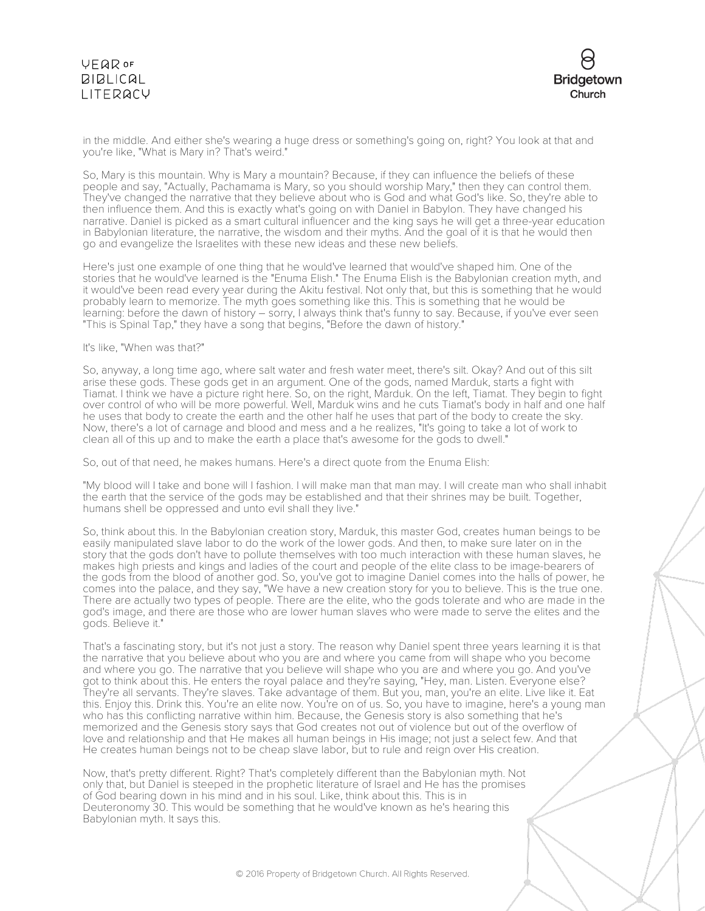in the middle. And either she's wearing a huge dress or something's going on, right? You look at that and you're like, "What is Mary in? That's weird."

So, Mary is this mountain. Why is Mary a mountain? Because, if they can influence the beliefs of these people and say, "Actually, Pachamama is Mary, so you should worship Mary," then they can control them. They've changed the narrative that they believe about who is God and what God's like. So, they're able to then influence them. And this is exactly what's going on with Daniel in Babylon. They have changed his narrative. Daniel is picked as a smart cultural influencer and the king says he will get a three-year education in Babylonian literature, the narrative, the wisdom and their myths. And the goal of it is that he would then go and evangelize the Israelites with these new ideas and these new beliefs.

Here's just one example of one thing that he would've learned that would've shaped him. One of the stories that he would've learned is the "Enuma Elish." The Enuma Elish is the Babylonian creation myth, and it would've been read every year during the Akitu festival. Not only that, but this is something that he would probably learn to memorize. The myth goes something like this. This is something that he would be learning: before the dawn of history – sorry, I always think that's funny to say. Because, if you've ever seen "This is Spinal Tap," they have a song that begins, "Before the dawn of history."

It's like, "When was that?"

So, anyway, a long time ago, where salt water and fresh water meet, there's silt. Okay? And out of this silt arise these gods. These gods get in an argument. One of the gods, named Marduk, starts a fight with Tiamat. I think we have a picture right here. So, on the right, Marduk. On the left, Tiamat. They begin to fight over control of who will be more powerful. Well, Marduk wins and he cuts Tiamat's body in half and one half he uses that body to create the earth and the other half he uses that part of the body to create the sky. Now, there's a lot of carnage and blood and mess and a he realizes, "It's going to take a lot of work to clean all of this up and to make the earth a place that's awesome for the gods to dwell."

So, out of that need, he makes humans. Here's a direct quote from the Enuma Elish:

"My blood will I take and bone will I fashion. I will make man that man may. I will create man who shall inhabit the earth that the service of the gods may be established and that their shrines may be built. Together, humans shell be oppressed and unto evil shall they live."

So, think about this. In the Babylonian creation story, Marduk, this master God, creates human beings to be easily manipulated slave labor to do the work of the lower gods. And then, to make sure later on in the story that the gods don't have to pollute themselves with too much interaction with these human slaves, he makes high priests and kings and ladies of the court and people of the elite class to be image-bearers of the gods from the blood of another god. So, you've got to imagine Daniel comes into the halls of power, he comes into the palace, and they say, "We have a new creation story for you to believe. This is the true one. There are actually two types of people. There are the elite, who the gods tolerate and who are made in the god's image, and there are those who are lower human slaves who were made to serve the elites and the gods. Believe it."

That's a fascinating story, but it's not just a story. The reason why Daniel spent three years learning it is that the narrative that you believe about who you are and where you came from will shape who you become and where you go. The narrative that you believe will shape who you are and where you go. And you've got to think about this. He enters the royal palace and they're saying, "Hey, man. Listen. Everyone else? They're all servants. They're slaves. Take advantage of them. But you, man, you're an elite. Live like it. Eat this. Enjoy this. Drink this. You're an elite now. You're on of us. So, you have to imagine, here's a young man who has this conflicting narrative within him. Because, the Genesis story is also something that he's memorized and the Genesis story says that God creates not out of violence but out of the overflow of love and relationship and that He makes all human beings in His image; not just a select few. And that He creates human beings not to be cheap slave labor, but to rule and reign over His creation.

Now, that's pretty different. Right? That's completely different than the Babylonian myth. Not only that, but Daniel is steeped in the prophetic literature of Israel and He has the promises of God bearing down in his mind and in his soul. Like, think about this. This is in Deuteronomy 30. This would be something that he would've known as he's hearing this Babylonian myth. It says this.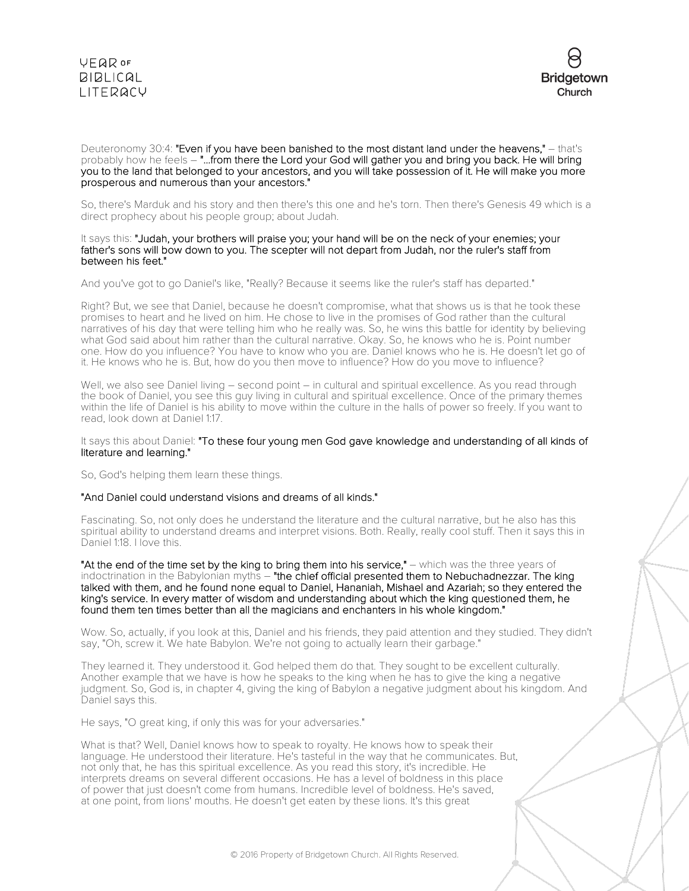Deuteronomy 30:4: **"Even if you have been banished to the most distant land under the heavens,"** – that's probably how he feels – **"...from there the Lord your God will gather you and bring you back. He will bring you to the land that belonged to your ancestors, and you will take possession of it. He will make you more prosperous and numerous than your ancestors."**

So, there's Marduk and his story and then there's this one and he's torn. Then there's Genesis 49 which is a direct prophecy about his people group; about Judah.

It says this: **"Judah, your brothers will praise you; your hand will be on the neck of your enemies; your father's sons will bow down to you. The scepter will not depart from Judah, nor the ruler's staff from between his feet."**

And you've got to go Daniel's like, "Really? Because it seems like the ruler's staff has departed."

Right? But, we see that Daniel, because he doesn't compromise, what that shows us is that he took these promises to heart and he lived on him. He chose to live in the promises of God rather than the cultural narratives of his day that were telling him who he really was. So, he wins this battle for identity by believing what God said about him rather than the cultural narrative. Okay. So, he knows who he is. Point number one. How do you influence? You have to know who you are. Daniel knows who he is. He doesn't let go of it. He knows who he is. But, how do you then move to influence? How do you move to influence?

Well, we also see Daniel living – second point – in cultural and spiritual excellence. As you read through the book of Daniel, you see this guy living in cultural and spiritual excellence. Once of the primary themes within the life of Daniel is his ability to move within the culture in the halls of power so freely. If you want to read, look down at Daniel 1:17.

It says this about Daniel: **"To these four young men God gave knowledge and understanding of all kinds of literature and learning."**

So, God's helping them learn these things.

**"And Daniel could understand visions and dreams of all kinds."**

Fascinating. So, not only does he understand the literature and the cultural narrative, but he also has this spiritual ability to understand dreams and interpret visions. Both. Really, really cool stuff. Then it says this in Daniel 1:18. I love this.

**"At the end of the time set by the king to bring them into his service,"** – which was the three years of indoctrination in the Babylonian myths – **"the chief official presented them to Nebuchadnezzar. The king talked with them, and he found none equal to Daniel, Hananiah, Mishael and Azariah; so they entered the king's service. In every matter of wisdom and understanding about which the king questioned them, he found them ten times better than all the magicians and enchanters in his whole kingdom."**

Wow. So, actually, if you look at this, Daniel and his friends, they paid attention and they studied. They didn't say, "Oh, screw it. We hate Babylon. We're not going to actually learn their garbage."

They learned it. They understood it. God helped them do that. They sought to be excellent culturally. Another example that we have is how he speaks to the king when he has to give the king a negative judgment. So, God is, in chapter 4, giving the king of Babylon a negative judgment about his kingdom. And Daniel says this.

He says, "O great king, if only this was for your adversaries."

What is that? Well, Daniel knows how to speak to royalty. He knows how to speak their language. He understood their literature. He's tasteful in the way that he communicates. But, not only that, he has this spiritual excellence. As you read this story, it's incredible. He interprets dreams on several different occasions. He has a level of boldness in this place of power that just doesn't come from humans. Incredible level of boldness. He's saved, at one point, from lions' mouths. He doesn't get eaten by these lions. It's this great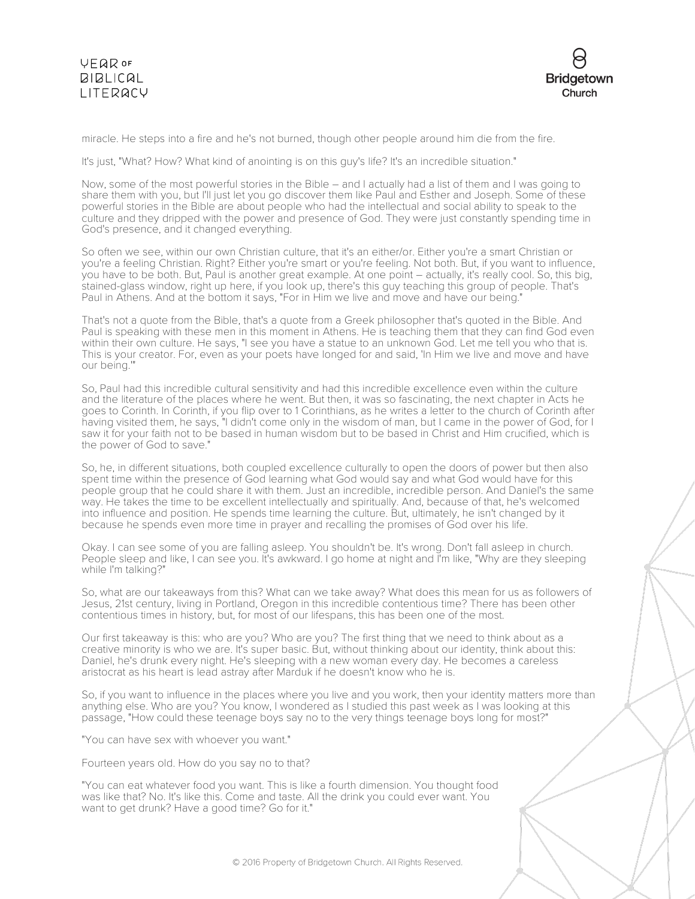miracle. He steps into a fire and he's not burned, though other people around him die from the fire.

It's just, "What? How? What kind of anointing is on this guy's life? It's an incredible situation."

Now, some of the most powerful stories in the Bible – and I actually had a list of them and I was going to share them with you, but I'll just let you go discover them like Paul and Esther and Joseph. Some of these powerful stories in the Bible are about people who had the intellectual and social ability to speak to the culture and they dripped with the power and presence of God. They were just constantly spending time in God's presence, and it changed everything.

So often we see, within our own Christian culture, that it's an either/or. Either you're a smart Christian or you're a feeling Christian. Right? Either you're smart or you're feeling. Not both. But, if you want to influence, you have to be both. But, Paul is another great example. At one point – actually, it's really cool. So, this big, stained-glass window, right up here, if you look up, there's this guy teaching this group of people. That's Paul in Athens. And at the bottom it says, "For in Him we live and move and have our being."

That's not a quote from the Bible, that's a quote from a Greek philosopher that's quoted in the Bible. And Paul is speaking with these men in this moment in Athens. He is teaching them that they can find God even within their own culture. He says, "I see you have a statue to an unknown God. Let me tell you who that is. This is your creator. For, even as your poets have longed for and said, 'In Him we live and move and have our being.'"

So, Paul had this incredible cultural sensitivity and had this incredible excellence even within the culture and the literature of the places where he went. But then, it was so fascinating, the next chapter in Acts he goes to Corinth. In Corinth, if you flip over to 1 Corinthians, as he writes a letter to the church of Corinth after having visited them, he says, "I didn't come only in the wisdom of man, but I came in the power of God, for I saw it for your faith not to be based in human wisdom but to be based in Christ and Him crucified, which is the power of God to save."

So, he, in different situations, both coupled excellence culturally to open the doors of power but then also spent time within the presence of God learning what God would say and what God would have for this people group that he could share it with them. Just an incredible, incredible person. And Daniel's the same way. He takes the time to be excellent intellectually and spiritually. And, because of that, he's welcomed into influence and position. He spends time learning the culture. But, ultimately, he isn't changed by it because he spends even more time in prayer and recalling the promises of God over his life.

Okay. I can see some of you are falling asleep. You shouldn't be. It's wrong. Don't fall asleep in church. People sleep and like, I can see you. It's awkward. I go home at night and I'm like, "Why are they sleeping while I'm talking?"

So, what are our takeaways from this? What can we take away? What does this mean for us as followers of Jesus, 21st century, living in Portland, Oregon in this incredible contentious time? There has been other contentious times in history, but, for most of our lifespans, this has been one of the most.

Our first takeaway is this: who are you? Who are you? The first thing that we need to think about as a creative minority is who we are. It's super basic. But, without thinking about our identity, think about this: Daniel, he's drunk every night. He's sleeping with a new woman every day. He becomes a careless aristocrat as his heart is lead astray after Marduk if he doesn't know who he is.

So, if you want to influence in the places where you live and you work, then your identity matters more than anything else. Who are you? You know, I wondered as I studied this past week as I was looking at this passage, "How could these teenage boys say no to the very things teenage boys long for most?"

"You can have sex with whoever you want."

Fourteen years old. How do you say no to that?

"You can eat whatever food you want. This is like a fourth dimension. You thought food was like that? No. It's like this. Come and taste. All the drink you could ever want. You want to get drunk? Have a good time? Go for it."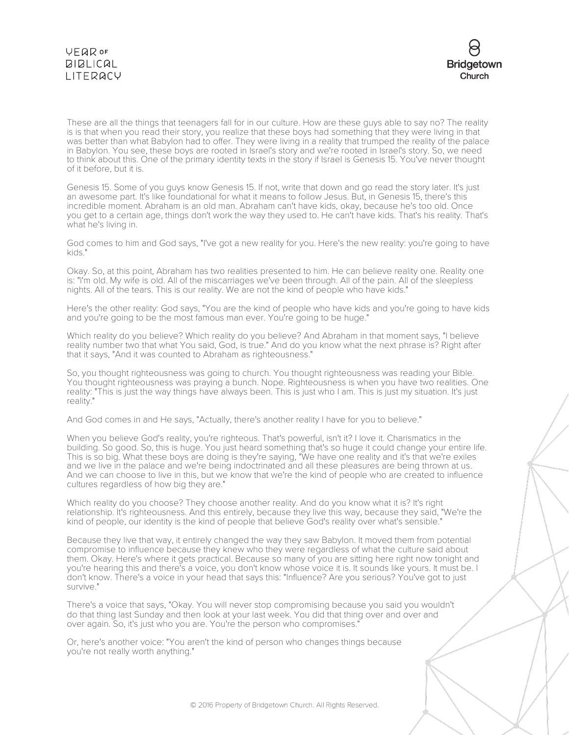These are all the things that teenagers fall for in our culture. How are these guys able to say no? The reality is is that when you read their story, you realize that these boys had something that they were living in that was better than what Babylon had to offer. They were living in a reality that trumped the reality of the palace in Babylon. You see, these boys are rooted in Israel's story and we're rooted in Israel's story. So, we need to think about this. One of the primary identity texts in the story if Israel is Genesis 15. You've never thought of it before, but it is.

Genesis 15. Some of you guys know Genesis 15. If not, write that down and go read the story later. It's just an awesome part. It's like foundational for what it means to follow Jesus. But, in Genesis 15, there's this incredible moment. Abraham is an old man. Abraham can't have kids, okay, because he's too old. Once you get to a certain age, things don't work the way they used to. He can't have kids. That's his reality. That's what he's living in.

God comes to him and God says, "I've got a new reality for you. Here's the new reality: you're going to have kids."

Okay. So, at this point, Abraham has two realities presented to him. He can believe reality one. Reality one is: "I'm old. My wife is old. All of the miscarriages we've been through. All of the pain. All of the sleepless nights. All of the tears. This is our reality. We are not the kind of people who have kids."

Here's the other reality: God says, "You are the kind of people who have kids and you're going to have kids and you're going to be the most famous man ever. You're going to be huge."

Which reality do you believe? Which reality do you believe? And Abraham in that moment says, "I believe reality number two that what You said, God, is true." And do you know what the next phrase is? Right after that it says, "And it was counted to Abraham as righteousness."

So, you thought righteousness was going to church. You thought righteousness was reading your Bible. You thought righteousness was praying a bunch. Nope. Righteousness is when you have two realities. One reality: "This is just the way things have always been. This is just who I am. This is just my situation. It's just reality."

And God comes in and He says, "Actually, there's another reality I have for you to believe."

When you believe God's reality, you're righteous. That's powerful, isn't it? I love it. Charismatics in the building. So good. So, this is huge. You just heard something that's so huge it could change your entire life. This is so big. What these boys are doing is they're saying, "We have one reality and it's that we're exiles and we live in the palace and we're being indoctrinated and all these pleasures are being thrown at us. And we can choose to live in this, but we know that we're the kind of people who are created to influence cultures regardless of how big they are."

Which reality do you choose? They choose another reality. And do you know what it is? It's right relationship. It's righteousness. And this entirely, because they live this way, because they said, "We're the kind of people, our identity is the kind of people that believe God's reality over what's sensible."

Because they live that way, it entirely changed the way they saw Babylon. It moved them from potential compromise to influence because they knew who they were regardless of what the culture said about them. Okay. Here's where it gets practical. Because so many of you are sitting here right now tonight and you're hearing this and there's a voice, you don't know whose voice it is. It sounds like yours. It must be. I don't know. There's a voice in your head that says this: "Influence? Are you serious? You've got to just survive."

There's a voice that says, "Okay. You will never stop compromising because you said you wouldn't do that thing last Sunday and then look at your last week. You did that thing over and over and over again. So, it's just who you are. You're the person who compromises."

Or, here's another voice: "You aren't the kind of person who changes things because you're not really worth anything."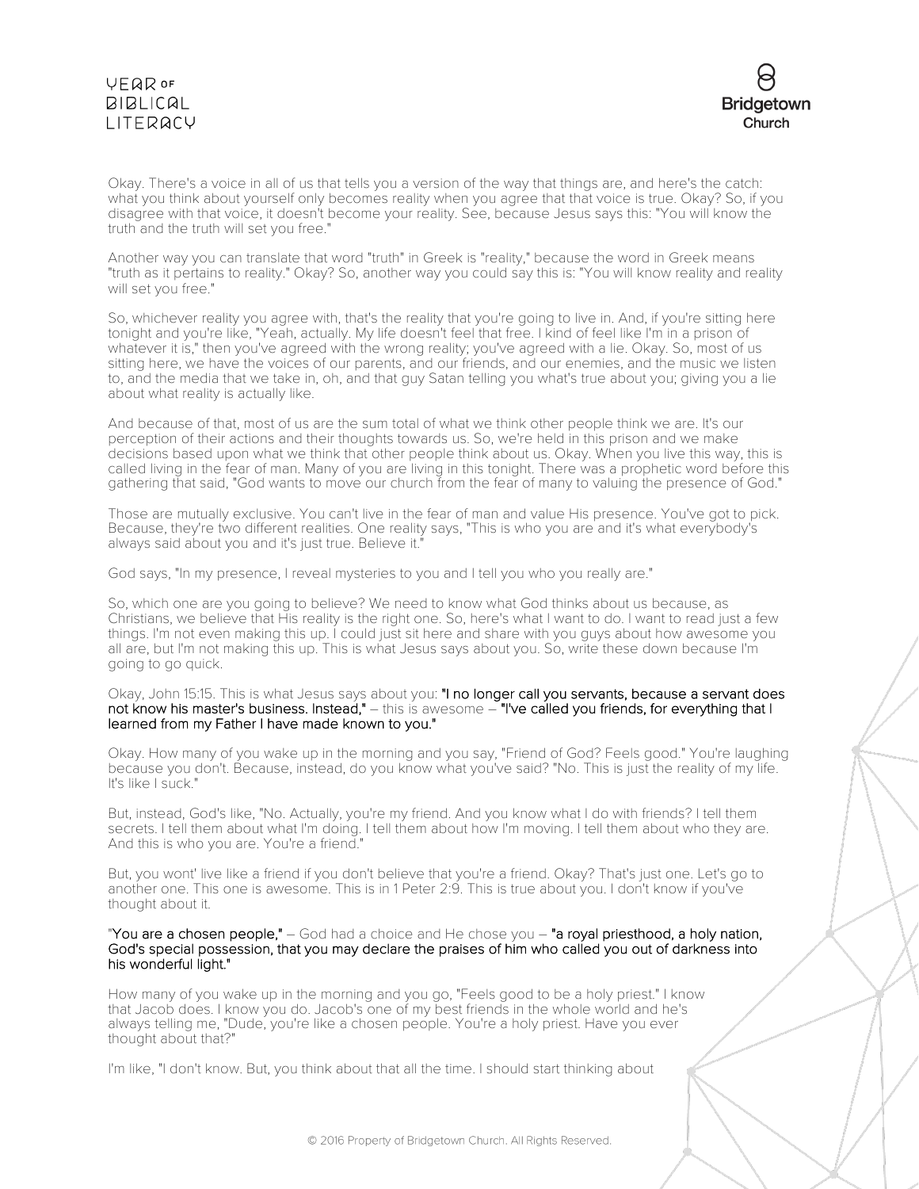Okay. There's a voice in all of us that tells you a version of the way that things are, and here's the catch: what you think about yourself only becomes reality when you agree that that voice is true. Okay? So, if you disagree with that voice, it doesn't become your reality. See, because Jesus says this: "You will know the truth and the truth will set you free."

Another way you can translate that word "truth" in Greek is "reality," because the word in Greek means "truth as it pertains to reality." Okay? So, another way you could say this is: "You will know reality and reality will set you free."

So, whichever reality you agree with, that's the reality that you're going to live in. And, if you're sitting here tonight and you're like, "Yeah, actually. My life doesn't feel that free. I kind of feel like I'm in a prison of whatever it is," then you've agreed with the wrong reality; you've agreed with a lie. Okay. So, most of us sitting here, we have the voices of our parents, and our friends, and our enemies, and the music we listen to, and the media that we take in, oh, and that guy Satan telling you what's true about you; giving you a lie about what reality is actually like.

And because of that, most of us are the sum total of what we think other people think we are. It's our perception of their actions and their thoughts towards us. So, we're held in this prison and we make decisions based upon what we think that other people think about us. Okay. When you live this way, this is called living in the fear of man. Many of you are living in this tonight. There was a prophetic word before this gathering that said, "God wants to move our church from the fear of many to valuing the presence of God."

Those are mutually exclusive. You can't live in the fear of man and value His presence. You've got to pick. Because, they're two different realities. One reality says, "This is who you are and it's what everybody's always said about you and it's just true. Believe it."

God says, "In my presence, I reveal mysteries to you and I tell you who you really are."

So, which one are you going to believe? We need to know what God thinks about us because, as Christians, we believe that His reality is the right one. So, here's what I want to do. I want to read just a few things. I'm not even making this up. I could just sit here and share with you guys about how awesome you all are, but I'm not making this up. This is what Jesus says about you. So, write these down because I'm going to go quick.

Okay, John 15:15. This is what Jesus says about you: **"I no longer call you servants, because a servant does not know his master's business. Instead,"** – this is awesome – **"I've called you friends, for everything that I learned from my Father I have made known to you."**

Okay. How many of you wake up in the morning and you say, "Friend of God? Feels good." You're laughing because you don't. Because, instead, do you know what you've said? "No. This is just the reality of my life. It's like I suck."

But, instead, God's like, "No. Actually, you're my friend. And you know what I do with friends? I tell them secrets. I tell them about what I'm doing. I tell them about how I'm moving. I tell them about who they are. And this is who you are. You're a friend."

But, you wont' live like a friend if you don't believe that you're a friend. Okay? That's just one. Let's go to another one. This one is awesome. This is in 1 Peter 2:9. This is true about you. I don't know if you've thought about it.

**"You are a chosen people,"** – God had a choice and He chose you – **"a royal priesthood, a holy nation, God's special possession, that you may declare the praises of him who called you out of darkness into his wonderful light."**

How many of you wake up in the morning and you go, "Feels good to be a holy priest." I know that Jacob does. I know you do. Jacob's one of my best friends in the whole world and he's always telling me, "Dude, you're like a chosen people. You're a holy priest. Have you ever thought about that?"

I'm like, "I don't know. But, you think about that all the time. I should start thinking about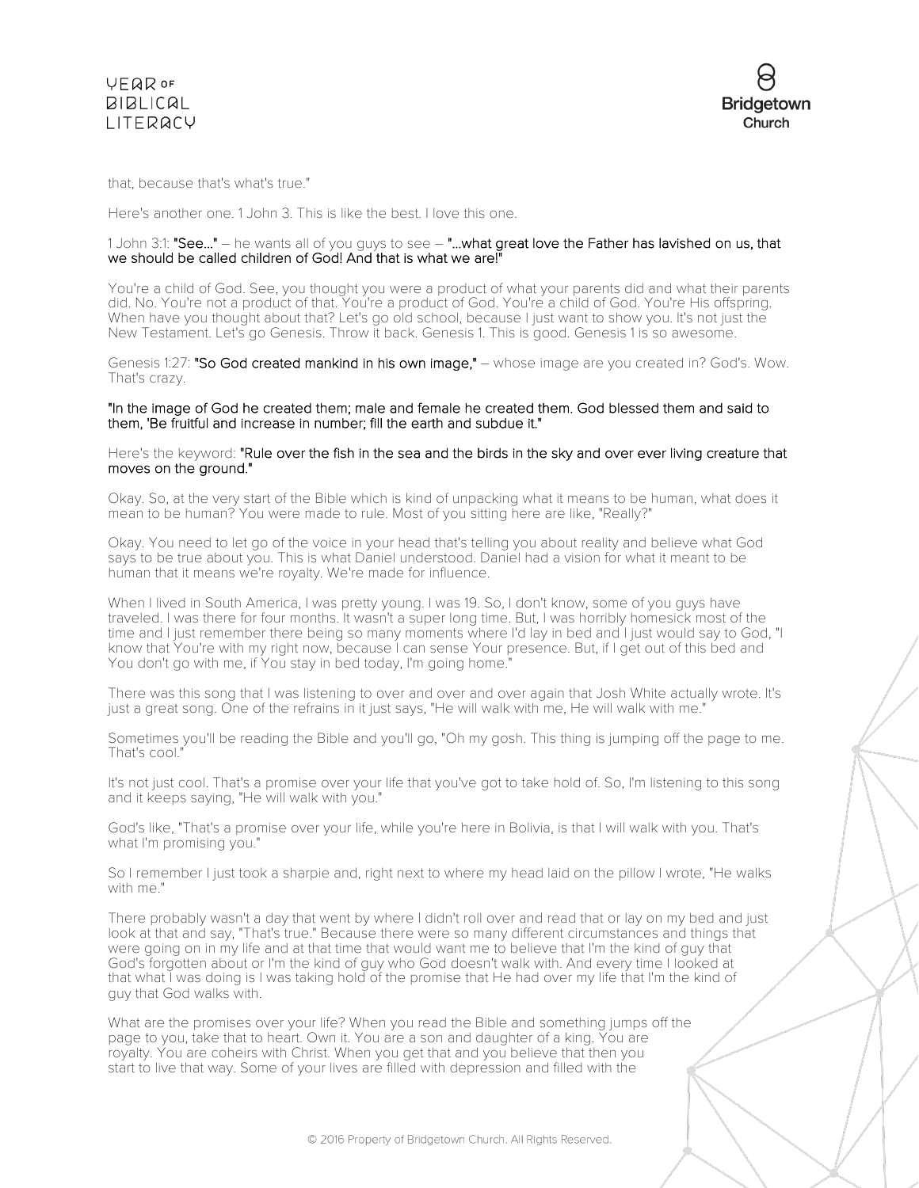that, because that's what's true."

Here's another one. 1 John 3. This is like the best. I love this one.

1 John 3:1: **"See…"** – he wants all of you guys to see – **"…what great love the Father has lavished on us, that we should be called children of God! And that is what we are!"**

You're a child of God. See, you thought you were a product of what your parents did and what their parents did. No. You're not a product of that. You're a product of God. You're a child of God. You're His offspring. When have you thought about that? Let's go old school, because I just want to show you. It's not just the New Testament. Let's go Genesis. Throw it back. Genesis 1. This is good. Genesis 1 is so awesome.

Genesis 1:27: **"So God created mankind in his own image,"** – whose image are you created in? God's. Wow. That's crazy.

**"In the image of God he created them; male and female he created them. God blessed them and said to them, 'Be fruitful and increase in number; fill the earth and subdue it."**

Here's the keyword: **"Rule over the fish in the sea and the birds in the sky and over ever living creature that moves on the ground."**

Okay. So, at the very start of the Bible which is kind of unpacking what it means to be human, what does it mean to be human? You were made to rule. Most of you sitting here are like, "Really?"

Okay. You need to let go of the voice in your head that's telling you about reality and believe what God says to be true about you. This is what Daniel understood. Daniel had a vision for what it meant to be human that it means we're royalty. We're made for influence.

When I lived in South America, I was pretty young. I was 19. So, I don't know, some of you guys have traveled. I was there for four months. It wasn't a super long time. But, I was horribly homesick most of the time and I just remember there being so many moments where I'd lay in bed and I just would say to God, "I know that You're with my right now, because I can sense Your presence. But, if I get out of this bed and You don't go with me, if You stay in bed today, I'm going home."

There was this song that I was listening to over and over and over again that Josh White actually wrote. It's just a great song. One of the refrains in it just says, "He will walk with me, He will walk with me."

Sometimes you'll be reading the Bible and you'll go, "Oh my gosh. This thing is jumping off the page to me. That's cool."

It's not just cool. That's a promise over your life that you've got to take hold of. So, I'm listening to this song and it keeps saying, "He will walk with you."

God's like, "That's a promise over your life, while you're here in Bolivia, is that I will walk with you. That's what I'm promising you."

So I remember I just took a sharpie and, right next to where my head laid on the pillow I wrote, "He walks with me."

There probably wasn't a day that went by where I didn't roll over and read that or lay on my bed and just look at that and say, "That's true." Because there were so many different circumstances and things that were going on in my life and at that time that would want me to believe that I'm the kind of guy that God's forgotten about or I'm the kind of guy who God doesn't walk with. And every time I looked at that what I was doing is I was taking hold of the promise that He had over my life that I'm the kind of guy that God walks with.

What are the promises over your life? When you read the Bible and something jumps off the page to you, take that to heart. Own it. You are a son and daughter of a king. You are royalty. You are coheirs with Christ. When you get that and you believe that then you start to live that way. Some of your lives are filled with depression and filled with the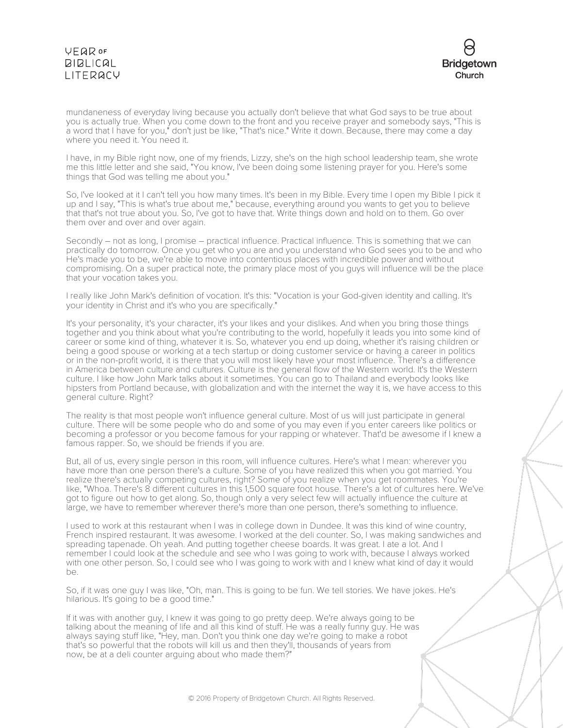mundaneness of everyday living because you actually don't believe that what God says to be true about you is actually true. When you come down to the front and you receive prayer and somebody says, "This is a word that I have for you," don't just be like, "That's nice." Write it down. Because, there may come a day where you need it. You need it.

I have, in my Bible right now, one of my friends, Lizzy, she's on the high school leadership team, she wrote me this little letter and she said, "You know, I've been doing some listening prayer for you. Here's some things that God was telling me about you."

So, I've looked at it I can't tell you how many times. It's been in my Bible. Every time I open my Bible I pick it up and I say, "This is what's true about me," because, everything around you wants to get you to believe that that's not true about you. So, I've got to have that. Write things down and hold on to them. Go over them over and over and over again.

Secondly – not as long, I promise – practical influence. Practical influence. This is something that we can practically do tomorrow. Once you get who you are and you understand who God sees you to be and who He's made you to be, we're able to move into contentious places with incredible power and without compromising. On a super practical note, the primary place most of you guys will influence will be the place that your vocation takes you.

I really like John Mark's definition of vocation. It's this: "Vocation is your God-given identity and calling. It's your identity in Christ and it's who you are specifically."

It's your personality, it's your character, it's your likes and your dislikes. And when you bring those things together and you think about what you're contributing to the world, hopefully it leads you into some kind of career or some kind of thing, whatever it is. So, whatever you end up doing, whether it's raising children or being a good spouse or working at a tech startup or doing customer service or having a career in politics or in the non-profit world, it is there that you will most likely have your most influence. There's a difference in America between culture and cultures. Culture is the general flow of the Western world. It's the Western culture. I like how John Mark talks about it sometimes. You can go to Thailand and everybody looks like hipsters from Portland because, with globalization and with the internet the way it is, we have access to this general culture. Right?

The reality is that most people won't influence general culture. Most of us will just participate in general culture. There will be some people who do and some of you may even if you enter careers like politics or becoming a professor or you become famous for your rapping or whatever. That'd be awesome if I knew a famous rapper. So, we should be friends if you are.

But, all of us, every single person in this room, will influence cultures. Here's what I mean: wherever you have more than one person there's a culture. Some of you have realized this when you got married. You realize there's actually competing cultures, right? Some of you realize when you get roommates. You're like, "Whoa. There's 8 different cultures in this 1,500 square foot house. There's a lot of cultures here. We've got to figure out how to get along. So, though only a very select few will actually influence the culture at large, we have to remember wherever there's more than one person, there's something to influence.

I used to work at this restaurant when I was in college down in Dundee. It was this kind of wine country, French inspired restaurant. It was awesome. I worked at the deli counter. So, I was making sandwiches and spreading tapenade. Oh yeah. And putting together cheese boards. It was great. I ate a lot. And I remember I could look at the schedule and see who I was going to work with, because I always worked with one other person. So, I could see who I was going to work with and I knew what kind of day it would be.

So, if it was one guy I was like, "Oh, man. This is going to be fun. We tell stories. We have jokes. He's hilarious. It's going to be a good time."

If it was with another guy, I knew it was going to go pretty deep. We're always going to be talking about the meaning of life and all this kind of stuff. He was a really funny guy. He was always saying stuff like, "Hey, man. Don't you think one day we're going to make a robot that's so powerful that the robots will kill us and then they'll, thousands of years from now, be at a deli counter arguing about who made them?"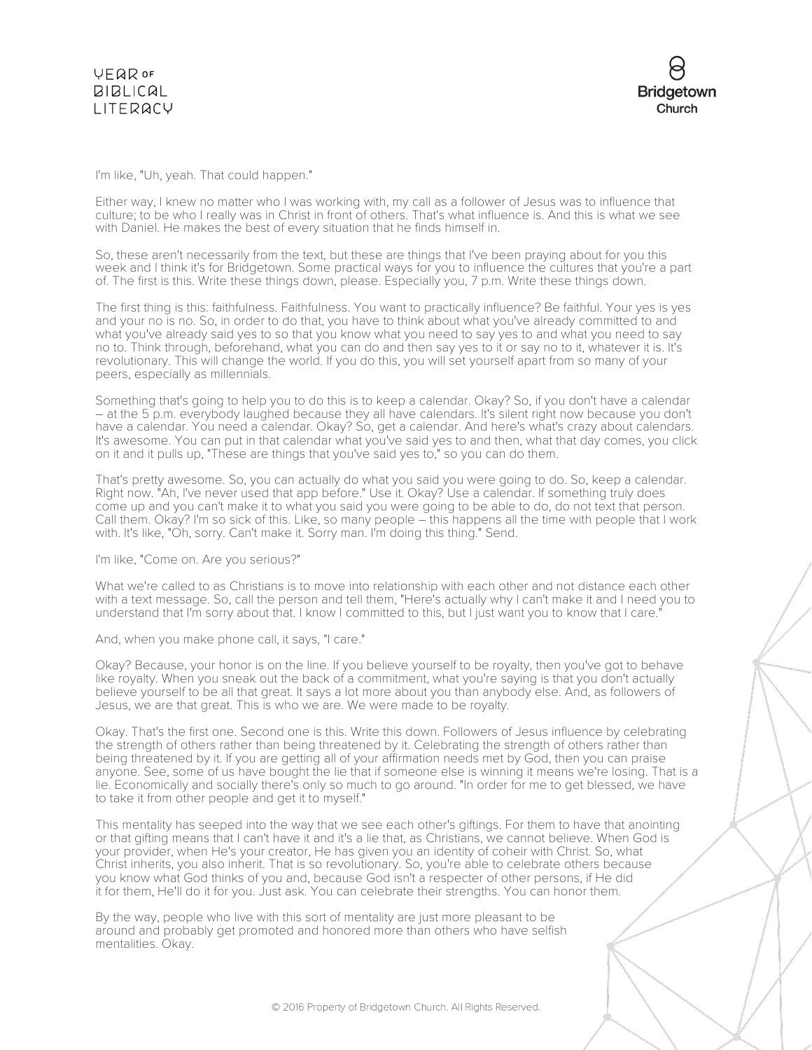I'm like, "Uh, yeah. That could happen."

Either way, I knew no matter who I was working with, my call as a follower of Jesus was to influence that culture; to be who I really was in Christ in front of others. That's what influence is. And this is what we see with Daniel. He makes the best of every situation that he finds himself in.

So, these aren't necessarily from the text, but these are things that I've been praying about for you this week and I think it's for Bridgetown. Some practical ways for you to influence the cultures that you're a part of. The first is this. Write these things down, please. Especially you, 7 p.m. Write these things down.

The first thing is this: faithfulness. Faithfulness. You want to practically influence? Be faithful. Your yes is yes and your no is no. So, in order to do that, you have to think about what you've already committed to and what you've already said yes to so that you know what you need to say yes to and what you need to say no to. Think through, beforehand, what you can do and then say yes to it or say no to it, whatever it is. It's revolutionary. This will change the world. If you do this, you will set yourself apart from so many of your peers, especially as millennials.

Something that's going to help you to do this is to keep a calendar. Okay? So, if you don't have a calendar – at the 5 p.m. everybody laughed because they all have calendars. It's silent right now because you don't have a calendar. You need a calendar. Okay? So, get a calendar. And here's what's crazy about calendars. It's awesome. You can put in that calendar what you've said yes to and then, what that day comes, you click on it and it pulls up, "These are things that you've said yes to," so you can do them.

That's pretty awesome. So, you can actually do what you said you were going to do. So, keep a calendar. Right now. "Ah, I've never used that app before." Use it. Okay? Use a calendar. If something truly does come up and you can't make it to what you said you were going to be able to do, do not text that person. Call them. Okay? I'm so sick of this. Like, so many people – this happens all the time with people that I work with. It's like, "Oh, sorry. Can't make it. Sorry man. I'm doing this thing." Send.

I'm like, "Come on. Are you serious?"

What we're called to as Christians is to move into relationship with each other and not distance each other with a text message. So, call the person and tell them, "Here's actually why I can't make it and I need you to understand that I'm sorry about that. I know I committed to this, but I just want you to know that I care."

And, when you make phone call, it says, "I care."

Okay? Because, your honor is on the line. If you believe yourself to be royalty, then you've got to behave like royalty. When you sneak out the back of a commitment, what you're saying is that you don't actually believe yourself to be all that great. It says a lot more about you than anybody else. And, as followers of Jesus, we are that great. This is who we are. We were made to be royalty.

Okay. That's the first one. Second one is this. Write this down. Followers of Jesus influence by celebrating the strength of others rather than being threatened by it. Celebrating the strength of others rather than being threatened by it. If you are getting all of your affirmation needs met by God, then you can praise anyone. See, some of us have bought the lie that if someone else is winning it means we're losing. That is a lie. Economically and socially there's only so much to go around. "In order for me to get blessed, we have to take it from other people and get it to myself."

This mentality has seeped into the way that we see each other's giftings. For them to have that anointing or that gifting means that I can't have it and it's a lie that, as Christians, we cannot believe. When God is your provider, when He's your creator, He has given you an identity of coheir with Christ. So, what Christ inherits, you also inherit. That is so revolutionary. So, you're able to celebrate others because you know what God thinks of you and, because God isn't a respecter of other persons, if He did it for them, He'll do it for you. Just ask. You can celebrate their strengths. You can honor them.

By the way, people who live with this sort of mentality are just more pleasant to be around and probably get promoted and honored more than others who have selfish mentalities. Okay.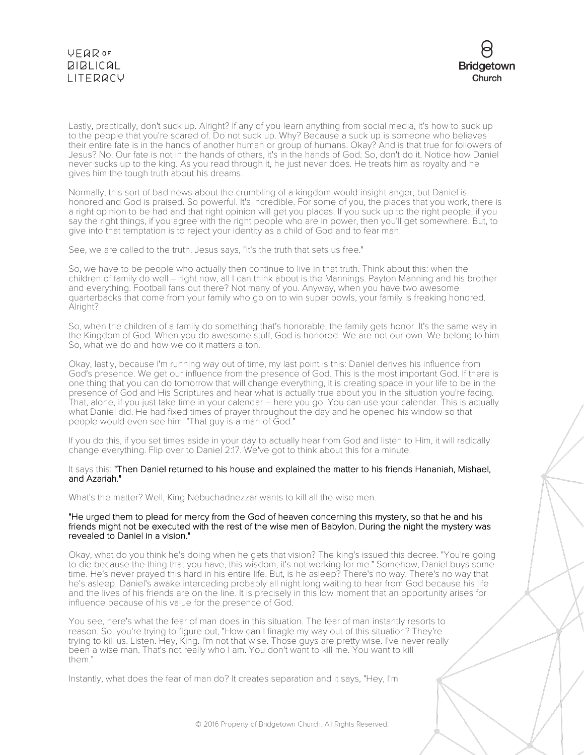Lastly, practically, don't suck up. Alright? If any of you learn anything from social media, it's how to suck up to the people that you're scared of. Do not suck up. Why? Because a suck up is someone who believes their entire fate is in the hands of another human or group of humans. Okay? And is that true for followers of Jesus? No. Our fate is not in the hands of others, it's in the hands of God. So, don't do it. Notice how Daniel never sucks up to the king. As you read through it, he just never does. He treats him as royalty and he gives him the tough truth about his dreams.

Normally, this sort of bad news about the crumbling of a kingdom would insight anger, but Daniel is honored and God is praised. So powerful. It's incredible. For some of you, the places that you work, there is a right opinion to be had and that right opinion will get you places. If you suck up to the right people, if you say the right things, if you agree with the right people who are in power, then you'll get somewhere. But, to give into that temptation is to reject your identity as a child of God and to fear man.

See, we are called to the truth. Jesus says, "It's the truth that sets us free."

So, we have to be people who actually then continue to live in that truth. Think about this: when the children of family do well – right now, all I can think about is the Mannings. Payton Manning and his brother and everything. Football fans out there? Not many of you. Anyway, when you have two awesome quarterbacks that come from your family who go on to win super bowls, your family is freaking honored. Alright?

So, when the children of a family do something that's honorable, the family gets honor. It's the same way in the Kingdom of God. When you do awesome stuff, God is honored. We are not our own. We belong to him. So, what we do and how we do it matters a ton.

Okay, lastly, because I'm running way out of time, my last point is this: Daniel derives his influence from God's presence. We get our influence from the presence of God. This is the most important God. If there is one thing that you can do tomorrow that will change everything, it is creating space in your life to be in the presence of God and His Scriptures and hear what is actually true about you in the situation you're facing. That, alone, if you just take time in your calendar – here you go. You can use your calendar. This is actually what Daniel did. He had fixed times of prayer throughout the day and he opened his window so that people would even see him. "That guy is a man of God."

If you do this, if you set times aside in your day to actually hear from God and listen to Him, it will radically change everything. Flip over to Daniel 2:17. We've got to think about this for a minute.

It says this: "Then Daniel returned to his house and explained the matter to his friends Hananiah, Mishael, and Azariah."

What's the matter? Well, King Nebuchadnezzar wants to kill all the wise men.

"He urged them to plead for mercy from the God of heaven concerning this mystery, so that he and his friends might not be executed with the rest of the wise men of Babylon. During the night the mystery was revealed to Daniel in a vision."

Okay, what do you think he's doing when he gets that vision? The king's issued this decree. "You're going to die because the thing that you have, this wisdom, it's not working for me." Somehow, Daniel buys some time. He's never prayed this hard in his entire life. But, is he asleep? There's no way. There's no way that he's asleep. Daniel's awake interceding probably all night long waiting to hear from God because his life and the lives of his friends are on the line. It is precisely in this low moment that an opportunity arises for influence because of his value for the presence of God.

You see, here's what the fear of man does in this situation. The fear of man instantly resorts to reason. So, you're trying to figure out, "How can I finagle my way out of this situation? They're trying to kill us. Listen. Hey, King. I'm not that wise. Those guys are pretty wise. I've never really been a wise man. That's not really who I am. You don't want to kill me. You want to kill them."

Instantly, what does the fear of man do? It creates separation and it says, "Hey, I'm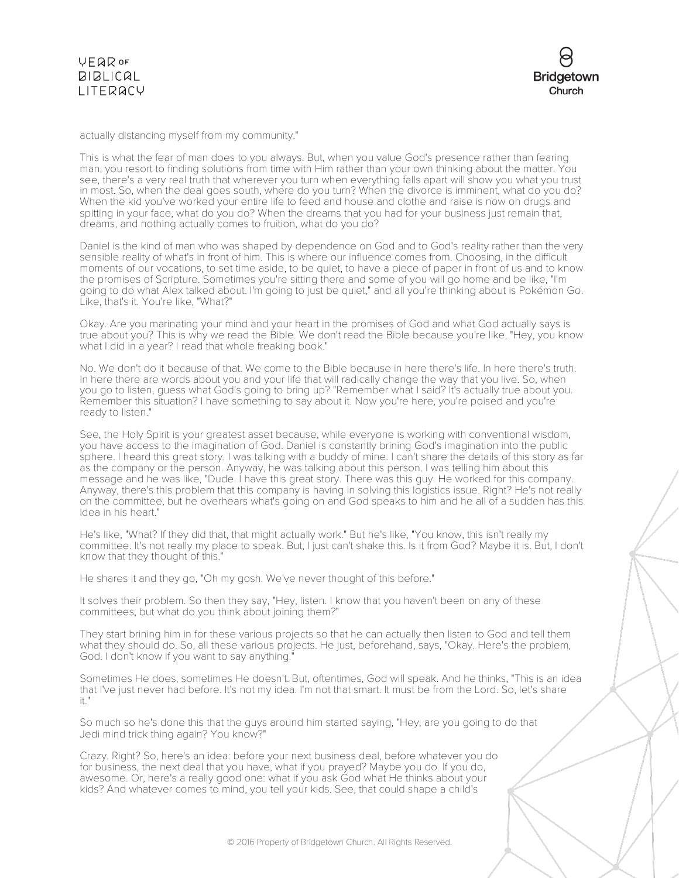actually distancing myself from my community."

This is what the fear of man does to you always. But, when you value God's presence rather than fearing man, you resort to finding solutions from time with Him rather than your own thinking about the matter. You see, there's a very real truth that wherever you turn when everything falls apart will show you what you trust in most. So, when the deal goes south, where do you turn? When the divorce is imminent, what do you do? When the kid you've worked your entire life to feed and house and clothe and raise is now on drugs and spitting in your face, what do you do? When the dreams that you had for your business just remain that, dreams, and nothing actually comes to fruition, what do you do?

Daniel is the kind of man who was shaped by dependence on God and to God's reality rather than the very sensible reality of what's in front of him. This is where our influence comes from. Choosing, in the difficult moments of our vocations, to set time aside, to be quiet, to have a piece of paper in front of us and to know the promises of Scripture. Sometimes you're sitting there and some of you will go home and be like, "I'm going to do what Alex talked about. I'm going to just be quiet," and all you're thinking about is Pokémon Go. Like, that's it. You're like, "What?"

Okay. Are you marinating your mind and your heart in the promises of God and what God actually says is true about you? This is why we read the Bible. We don't read the Bible because you're like, "Hey, you know what I did in a year? I read that whole freaking book."

No. We don't do it because of that. We come to the Bible because in here there's life. In here there's truth. In here there are words about you and your life that will radically change the way that you live. So, when you go to listen, guess what God's going to bring up? "Remember what I said? It's actually true about you. Remember this situation? I have something to say about it. Now you're here, you're poised and you're ready to listen."

See, the Holy Spirit is your greatest asset because, while everyone is working with conventional wisdom, you have access to the imagination of God. Daniel is constantly brining God's imagination into the public sphere. I heard this great story. I was talking with a buddy of mine. I can't share the details of this story as far as the company or the person. Anyway, he was talking about this person. I was telling him about this message and he was like, "Dude. I have this great story. There was this guy. He worked for this company. Anyway, there's this problem that this company is having in solving this logistics issue. Right? He's not really on the committee, but he overhears what's going on and God speaks to him and he all of a sudden has this idea in his heart."

He's like, "What? If they did that, that might actually work." But he's like, "You know, this isn't really my committee. It's not really my place to speak. But, I just can't shake this. Is it from God? Maybe it is. But, I don't know that they thought of this."

He shares it and they go, "Oh my gosh. We've never thought of this before."

It solves their problem. So then they say, "Hey, listen. I know that you haven't been on any of these committees, but what do you think about joining them?"

They start brining him in for these various projects so that he can actually then listen to God and tell them what they should do. So, all these various projects. He just, beforehand, says, "Okay. Here's the problem, God. I don't know if you want to say anything."

Sometimes He does, sometimes He doesn't. But, oftentimes, God will speak. And he thinks, "This is an idea that I've just never had before. It's not my idea. I'm not that smart. It must be from the Lord. So, let's share it."

So much so he's done this that the guys around him started saying, "Hey, are you going to do that Jedi mind trick thing again? You know?"

Crazy. Right? So, here's an idea: before your next business deal, before whatever you do for business, the next deal that you have, what if you prayed? Maybe you do. If you do, awesome. Or, here's a really good one: what if you ask God what He thinks about your kids? And whatever comes to mind, you tell your kids. See, that could shape a child's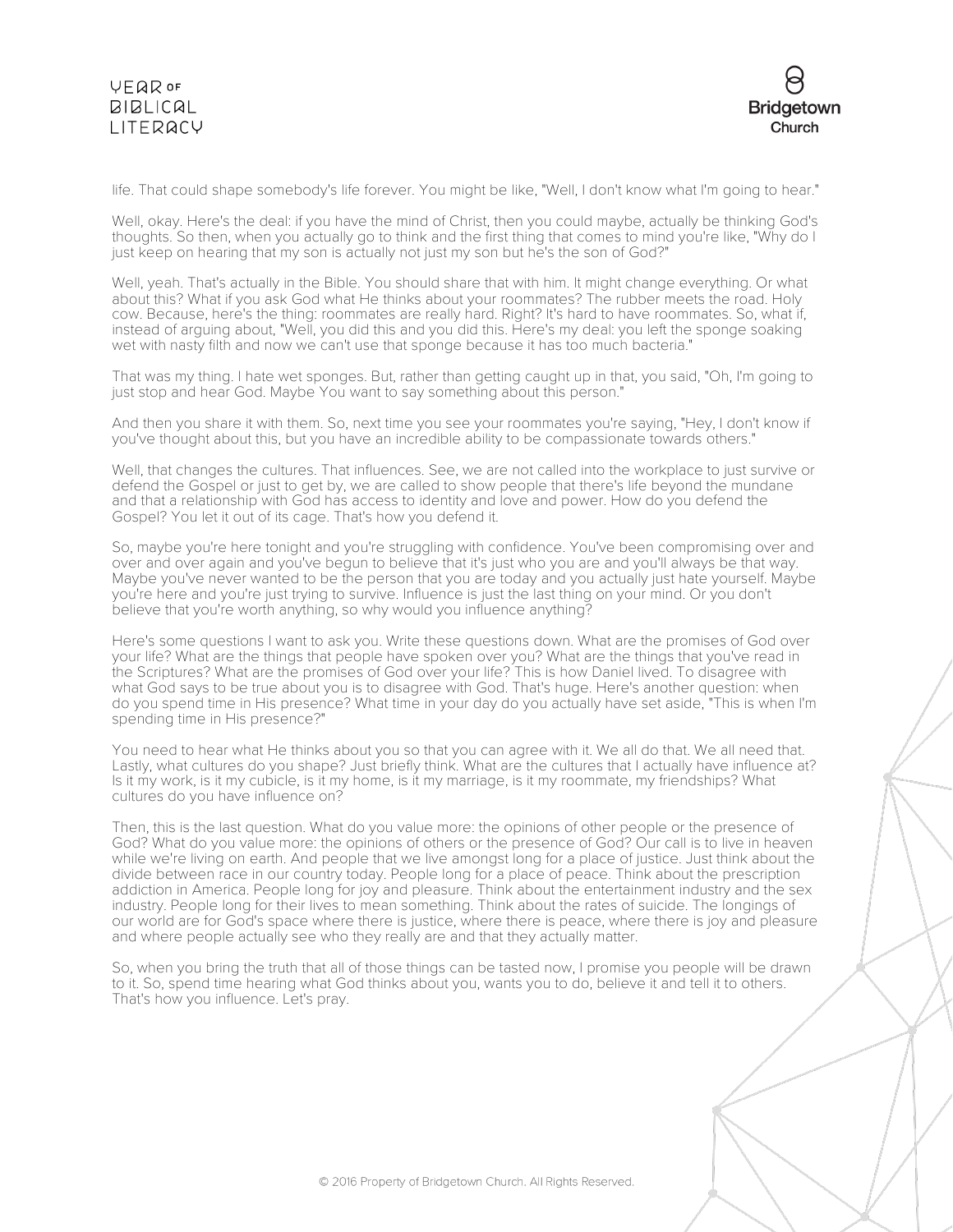life. That could shape somebody's life forever. You might be like, "Well, I don't know what I'm going to hear."

Well, okay. Here's the deal: if you have the mind of Christ, then you could maybe, actually be thinking God's thoughts. So then, when you actually go to think and the first thing that comes to mind you're like, "Why do I just keep on hearing that my son is actually not just my son but he's the son of God?"

Well, yeah. That's actually in the Bible. You should share that with him. It might change everything. Or what about this? What if you ask God what He thinks about your roommates? The rubber meets the road. Holy cow. Because, here's the thing: roommates are really hard. Right? It's hard to have roommates. So, what if, instead of arguing about, "Well, you did this and you did this. Here's my deal: you left the sponge soaking wet with nasty filth and now we can't use that sponge because it has too much bacteria."

That was my thing. I hate wet sponges. But, rather than getting caught up in that, you said, "Oh, I'm going to just stop and hear God. Maybe You want to say something about this person."

And then you share it with them. So, next time you see your roommates you're saying, "Hey, I don't know if you've thought about this, but you have an incredible ability to be compassionate towards others."

Well, that changes the cultures. That influences. See, we are not called into the workplace to just survive or defend the Gospel or just to get by, we are called to show people that there's life beyond the mundane and that a relationship with God has access to identity and love and power. How do you defend the Gospel? You let it out of its cage. That's how you defend it.

So, maybe you're here tonight and you're struggling with confidence. You've been compromising over and over and over again and you've begun to believe that it's just who you are and you'll always be that way. Maybe you've never wanted to be the person that you are today and you actually just hate yourself. Maybe you're here and you're just trying to survive. Influence is just the last thing on your mind. Or you don't believe that you're worth anything, so why would you influence anything?

Here's some questions I want to ask you. Write these questions down. What are the promises of God over your life? What are the things that people have spoken over you? What are the things that you've read in the Scriptures? What are the promises of God over your life? This is how Daniel lived. To disagree with what God says to be true about you is to disagree with God. That's huge. Here's another question: when do you spend time in His presence? What time in your day do you actually have set aside, "This is when I'm spending time in His presence?"

You need to hear what He thinks about you so that you can agree with it. We all do that. We all need that. Lastly, what cultures do you shape? Just briefly think. What are the cultures that I actually have influence at? Is it my work, is it my cubicle, is it my home, is it my marriage, is it my roommate, my friendships? What cultures do you have influence on?

Then, this is the last question. What do you value more: the opinions of other people or the presence of God? What do you value more: the opinions of others or the presence of God? Our call is to live in heaven while we're living on earth. And people that we live amongst long for a place of justice. Just think about the divide between race in our country today. People long for a place of peace. Think about the prescription addiction in America. People long for joy and pleasure. Think about the entertainment industry and the sex industry. People long for their lives to mean something. Think about the rates of suicide. The longings of our world are for God's space where there is justice, where there is peace, where there is joy and pleasure and where people actually see who they really are and that they actually matter.

So, when you bring the truth that all of those things can be tasted now, I promise you people will be drawn to it. So, spend time hearing what God thinks about you, wants you to do, believe it and tell it to others. That's how you influence. Let's pray.